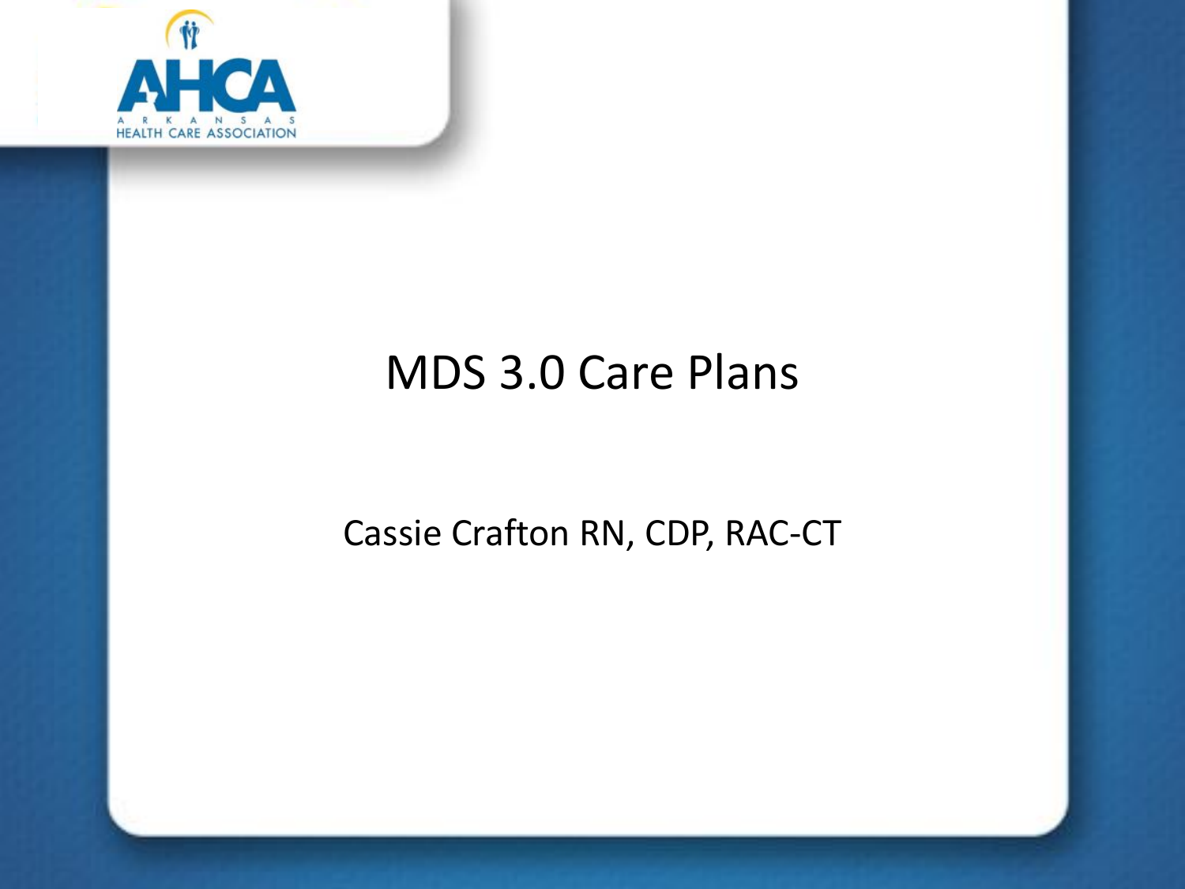# MDS 3.0 Care Plans

Cassie Crafton RN, CDP, RAC-CT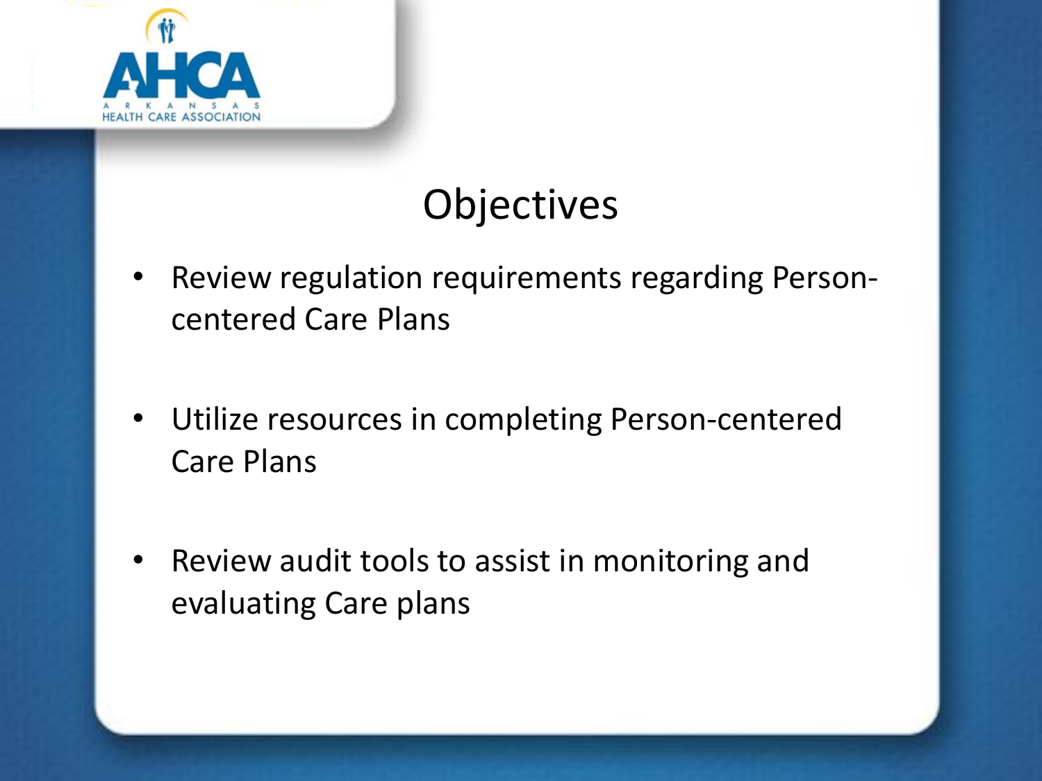# Objectives

- Review regulation requirements regarding Person-centered Care Plans
- Utilize resources in completing Person-centered Care Plans
- Review audit tools to assist in monitoring and evaluating Care plans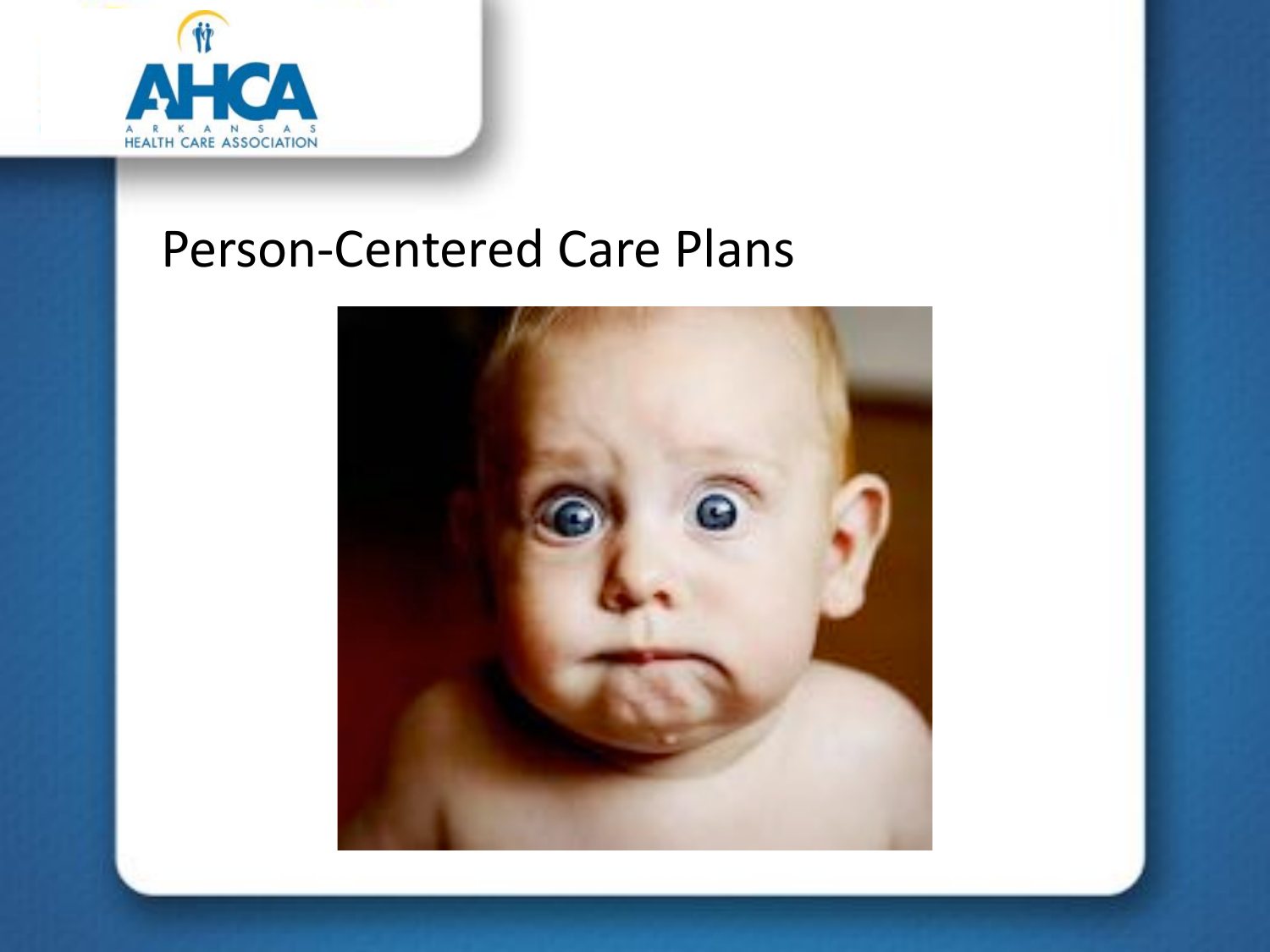# Person-Centered Care Plans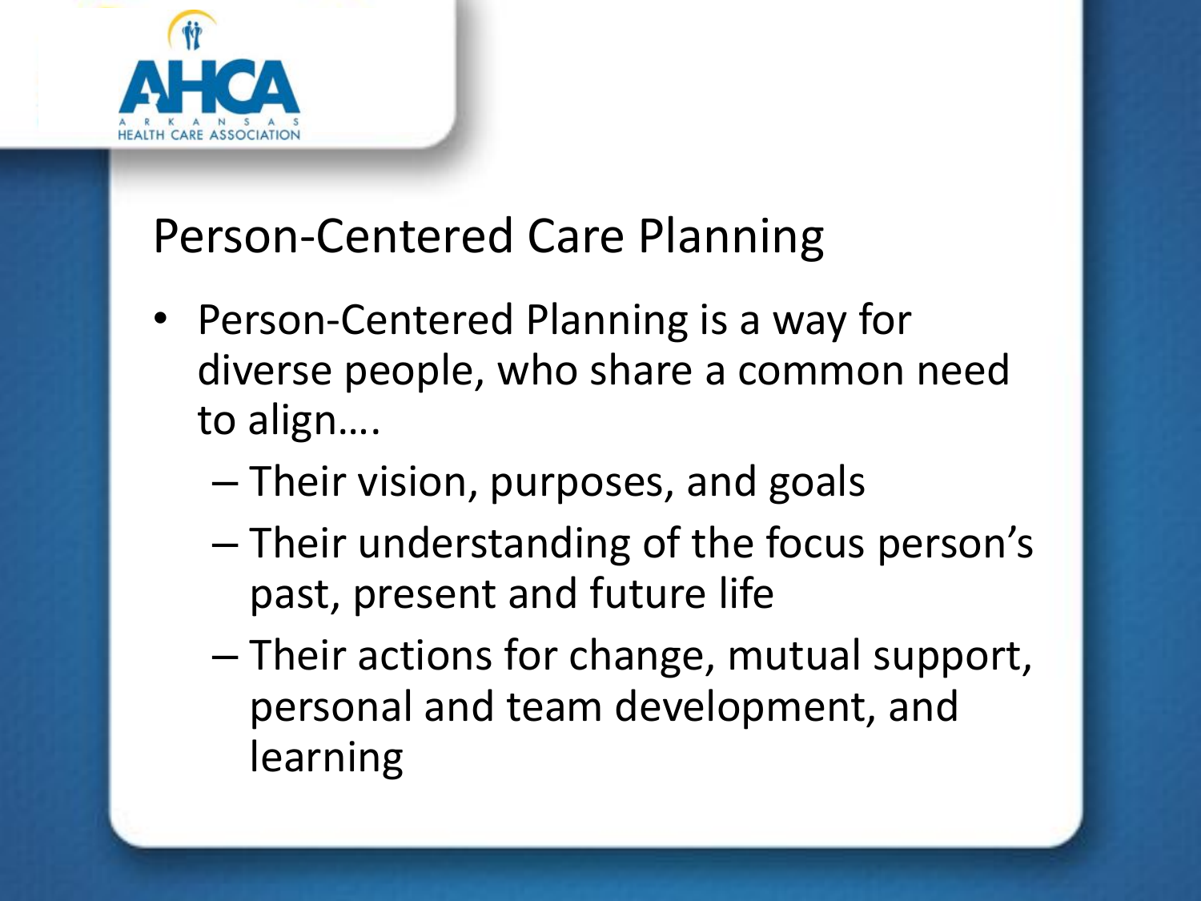## Person-Centered Care Planning

- Person-Centered Planning is a way for diverse people, who share a common need to align….
  - Their vision, purposes, and goals
  - Their understanding of the focus person's past, present and future life
  - Their actions for change, mutual support, personal and team development, and learning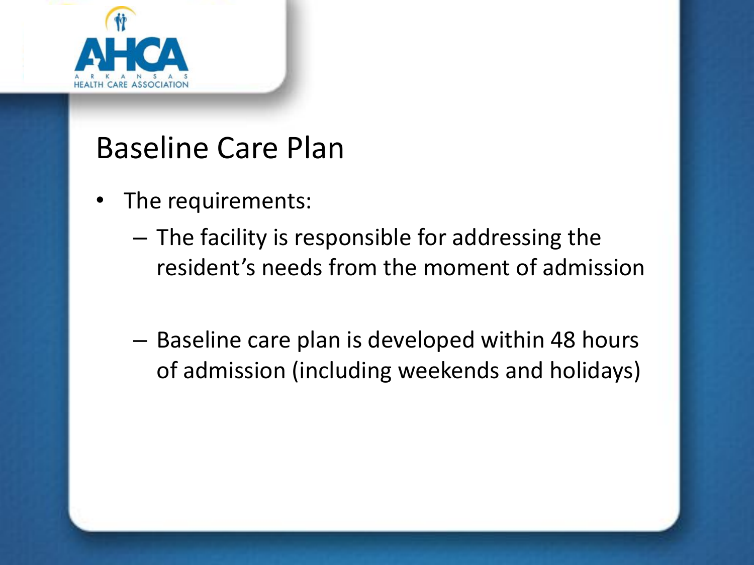# Baseline Care Plan

- The requirements:
  - The facility is responsible for addressing the resident's needs from the moment of admission
  - Baseline care plan is developed within 48 hours of admission (including weekends and holidays)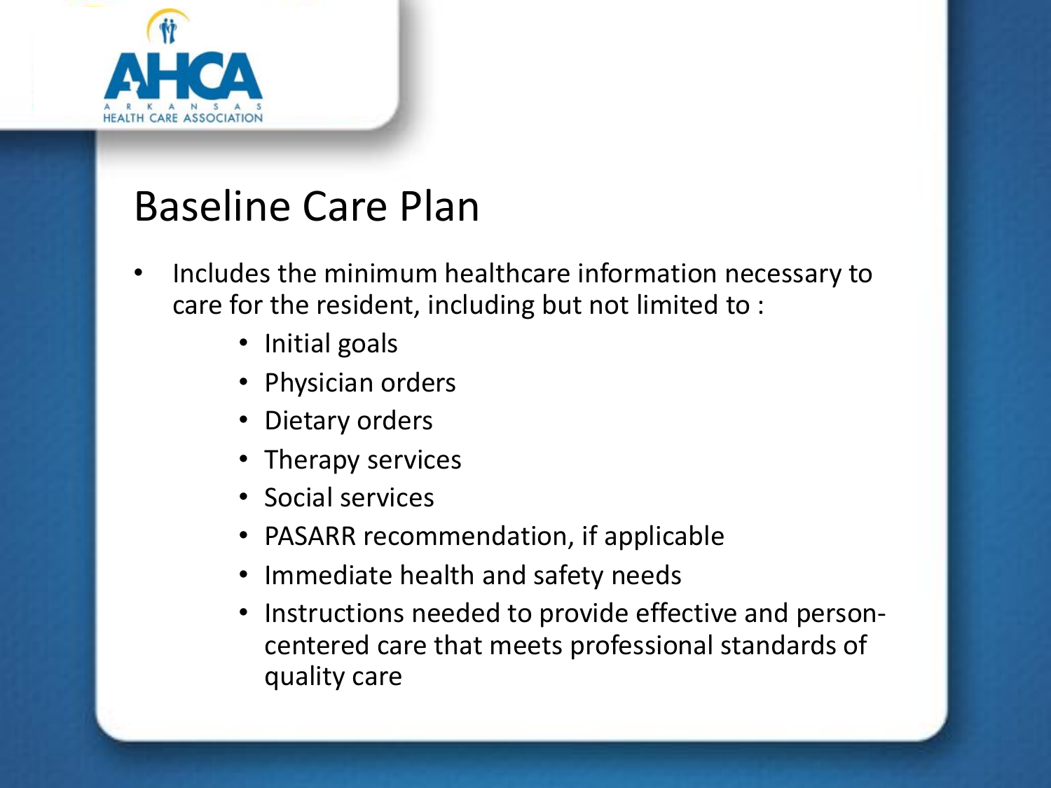# Baseline Care Plan

- Includes the minimum healthcare information necessary to care for the resident, including but not limited to :
  - Initial goals
  - Physician orders
  - Dietary orders
  - Therapy services
  - Social services
  - PASARR recommendation, if applicable
  - Immediate health and safety needs
  - Instructions needed to provide effective and person-centered care that meets professional standards of quality care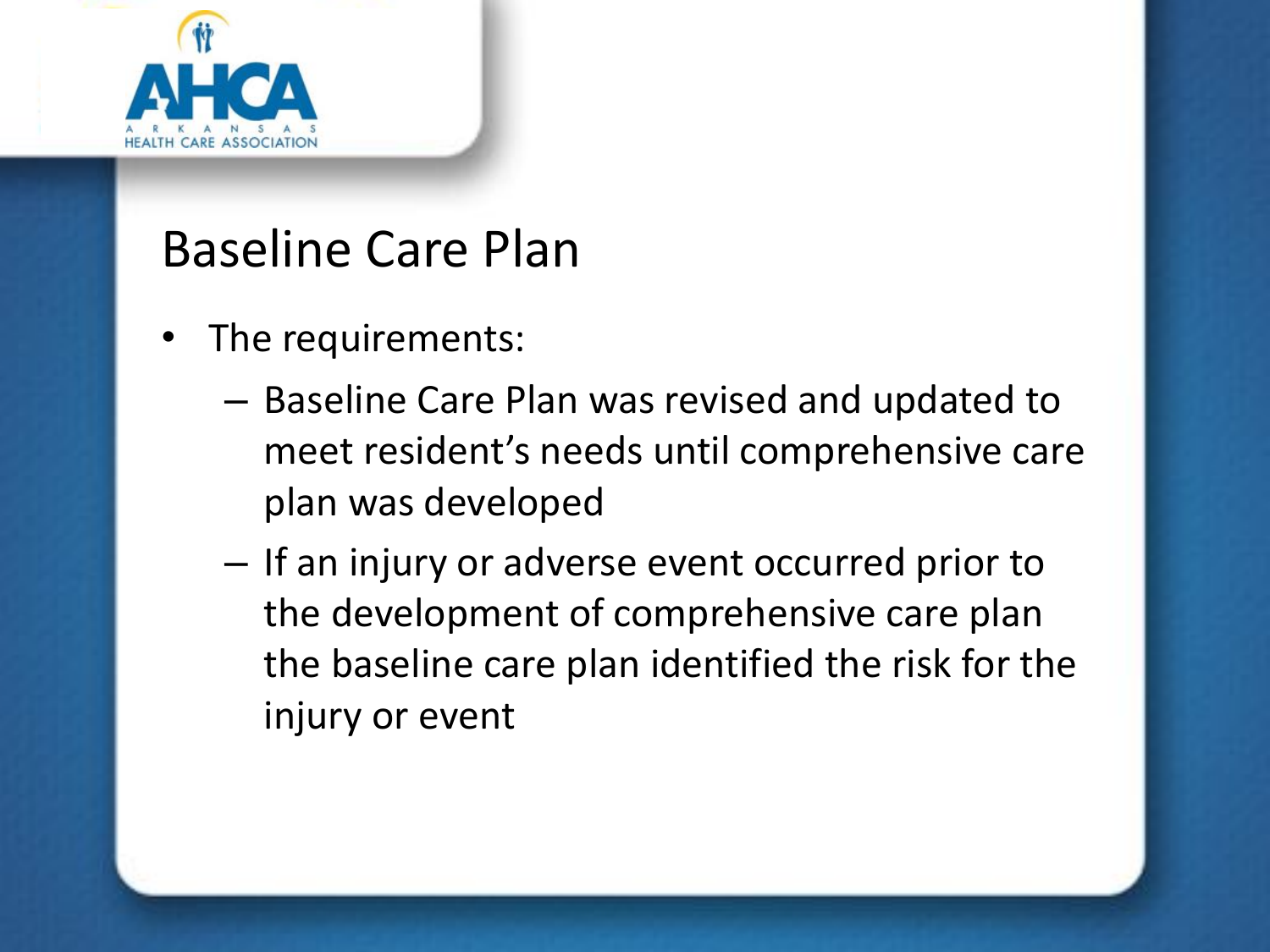# Baseline Care Plan

- The requirements:
  - Baseline Care Plan was revised and updated to meet resident's needs until comprehensive care plan was developed
  - If an injury or adverse event occurred prior to the development of comprehensive care plan the baseline care plan identified the risk for the injury or event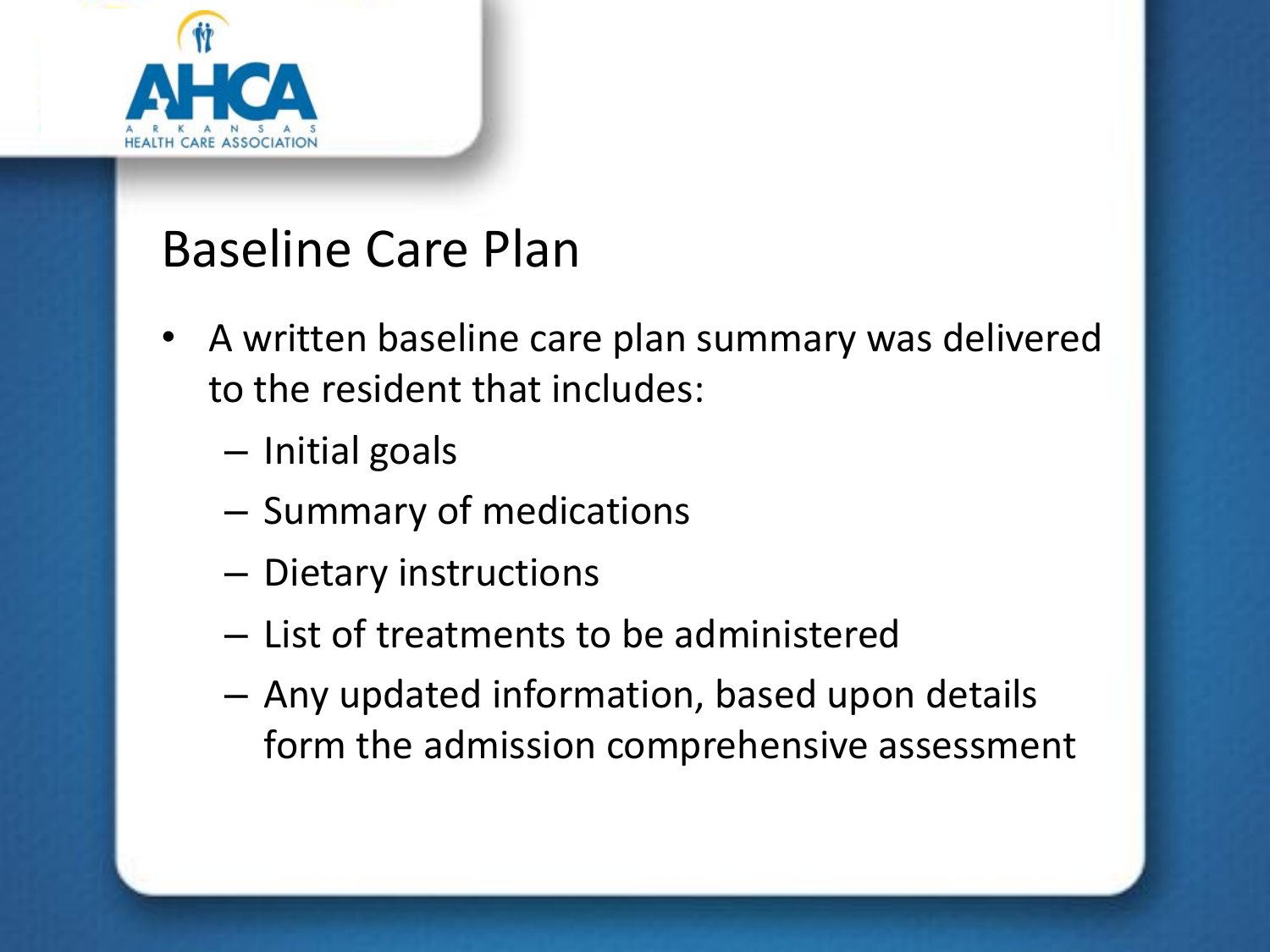# Baseline Care Plan

- A written baseline care plan summary was delivered to the resident that includes:
  - Initial goals
  - Summary of medications
  - Dietary instructions
  - List of treatments to be administered
  - Any updated information, based upon details form the admission comprehensive assessment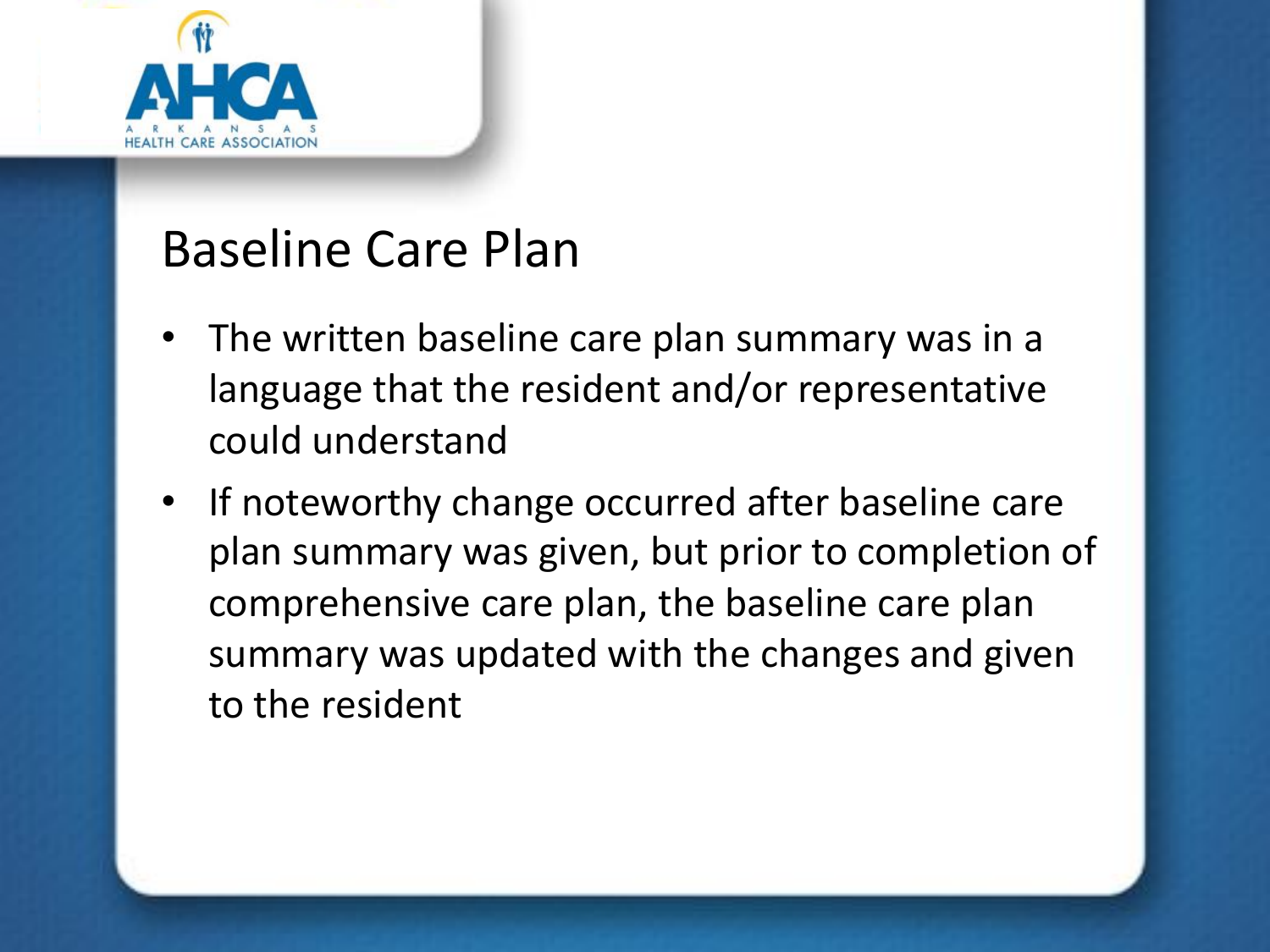## Baseline Care Plan

- The written baseline care plan summary was in a language that the resident and/or representative could understand
- If noteworthy change occurred after baseline care plan summary was given, but prior to completion of comprehensive care plan, the baseline care plan summary was updated with the changes and given to the resident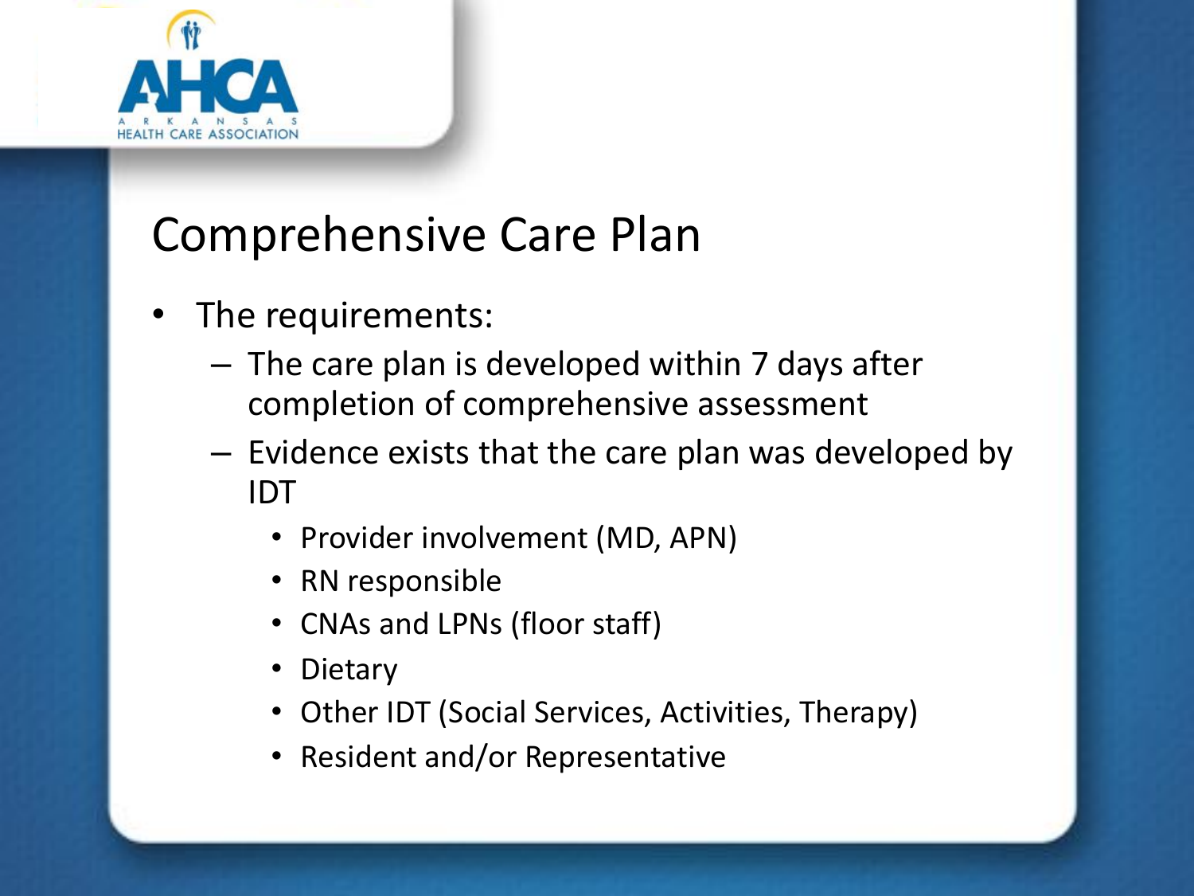# Comprehensive Care Plan

- The requirements:
  - The care plan is developed within 7 days after completion of comprehensive assessment
  - Evidence exists that the care plan was developed by IDT
    - Provider involvement (MD, APN)
    - RN responsible
    - CNAs and LPNs (floor staff)
    - Dietary
    - Other IDT (Social Services, Activities, Therapy)
    - Resident and/or Representative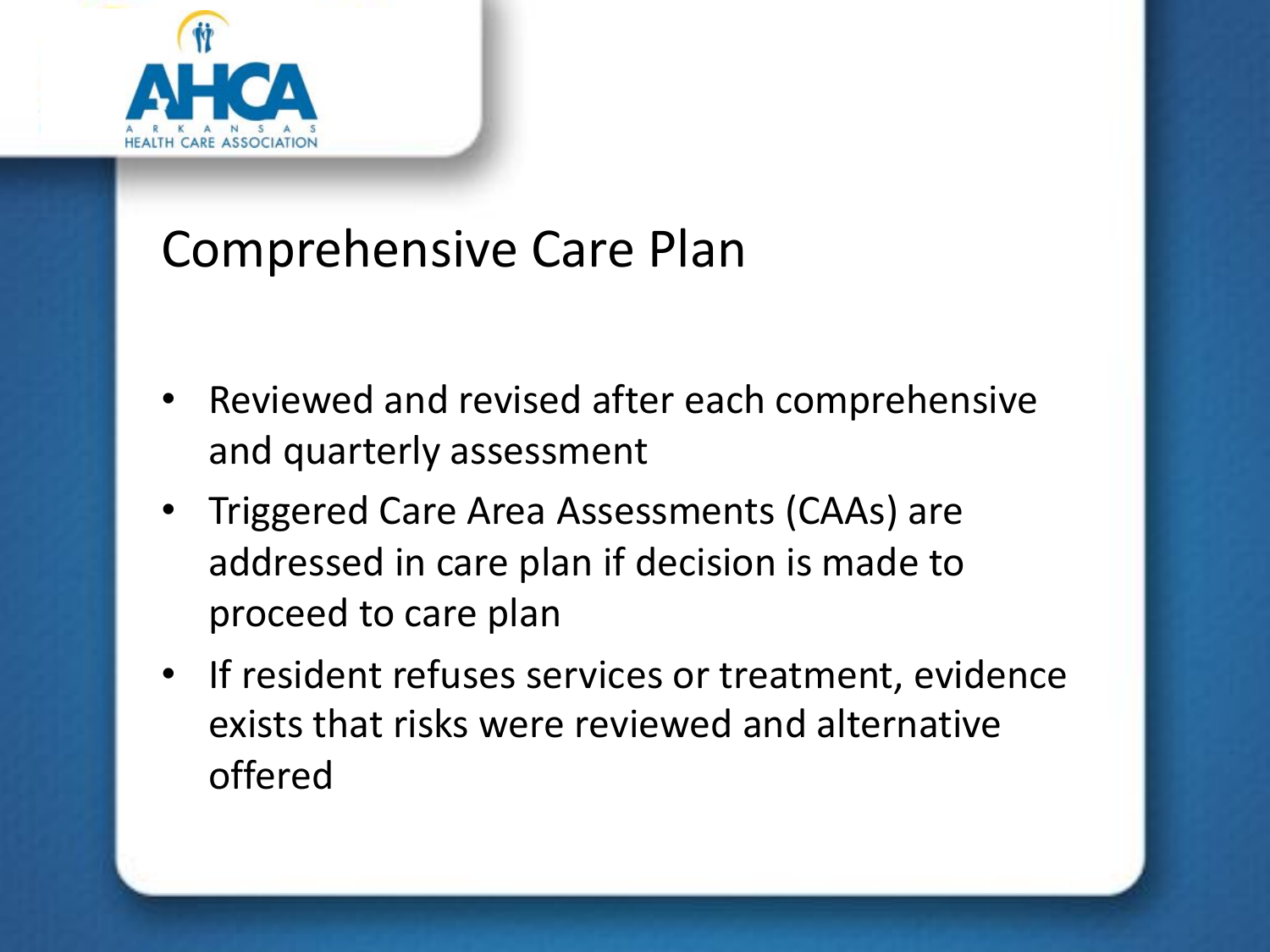# Comprehensive Care Plan

- Reviewed and revised after each comprehensive and quarterly assessment
- Triggered Care Area Assessments (CAAs) are addressed in care plan if decision is made to proceed to care plan
- If resident refuses services or treatment, evidence exists that risks were reviewed and alternative offered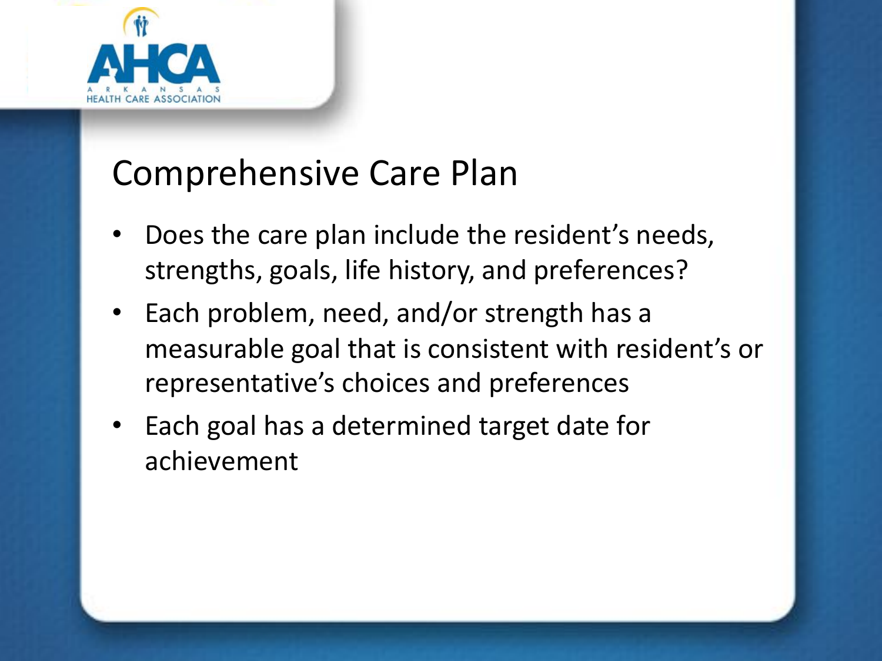# Comprehensive Care Plan

- Does the care plan include the resident's needs, strengths, goals, life history, and preferences?
- Each problem, need, and/or strength has a measurable goal that is consistent with resident's or representative's choices and preferences
- Each goal has a determined target date for achievement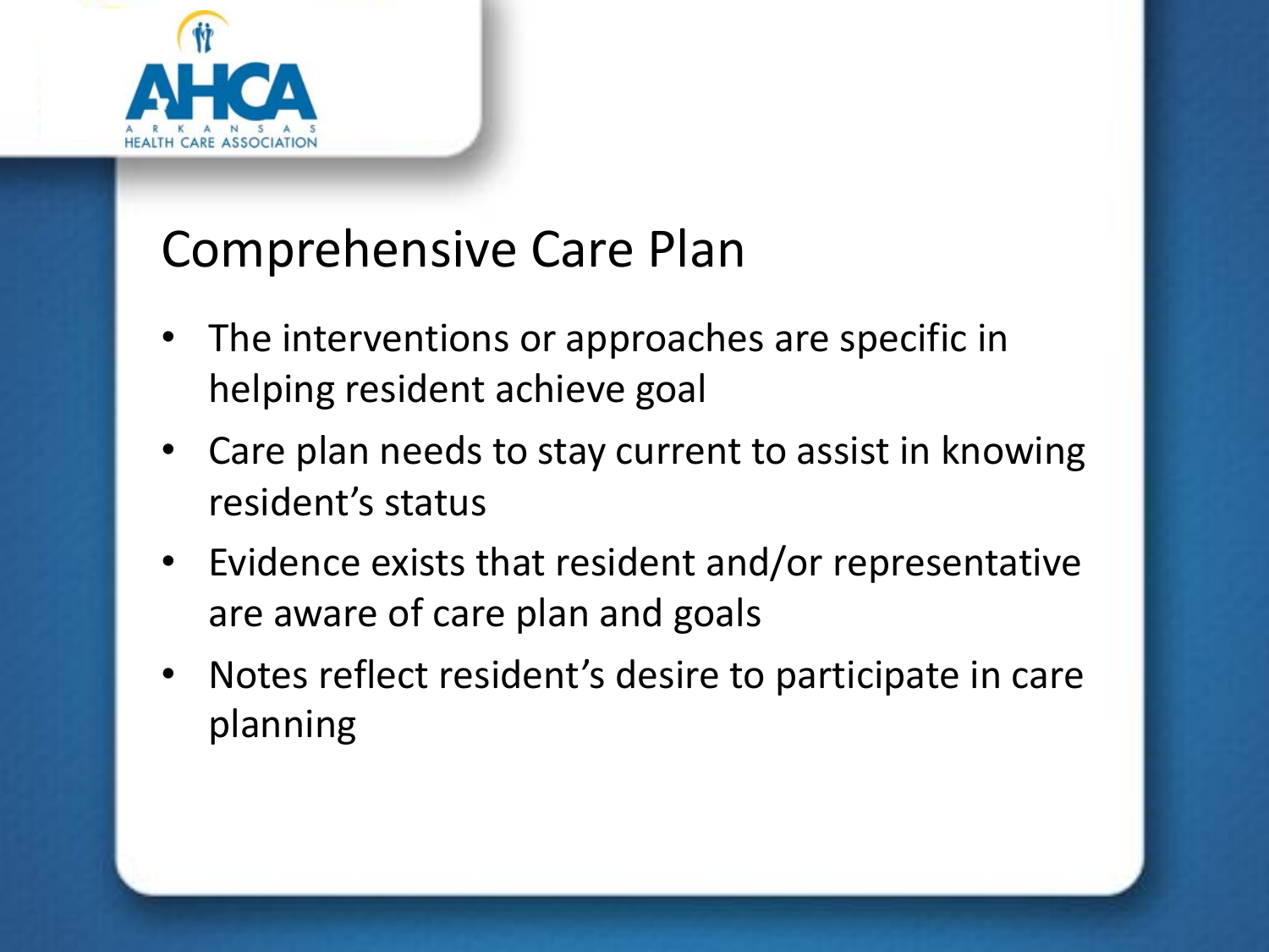# Comprehensive Care Plan

- The interventions or approaches are specific in helping resident achieve goal
- Care plan needs to stay current to assist in knowing resident's status
- Evidence exists that resident and/or representative are aware of care plan and goals
- Notes reflect resident's desire to participate in care planning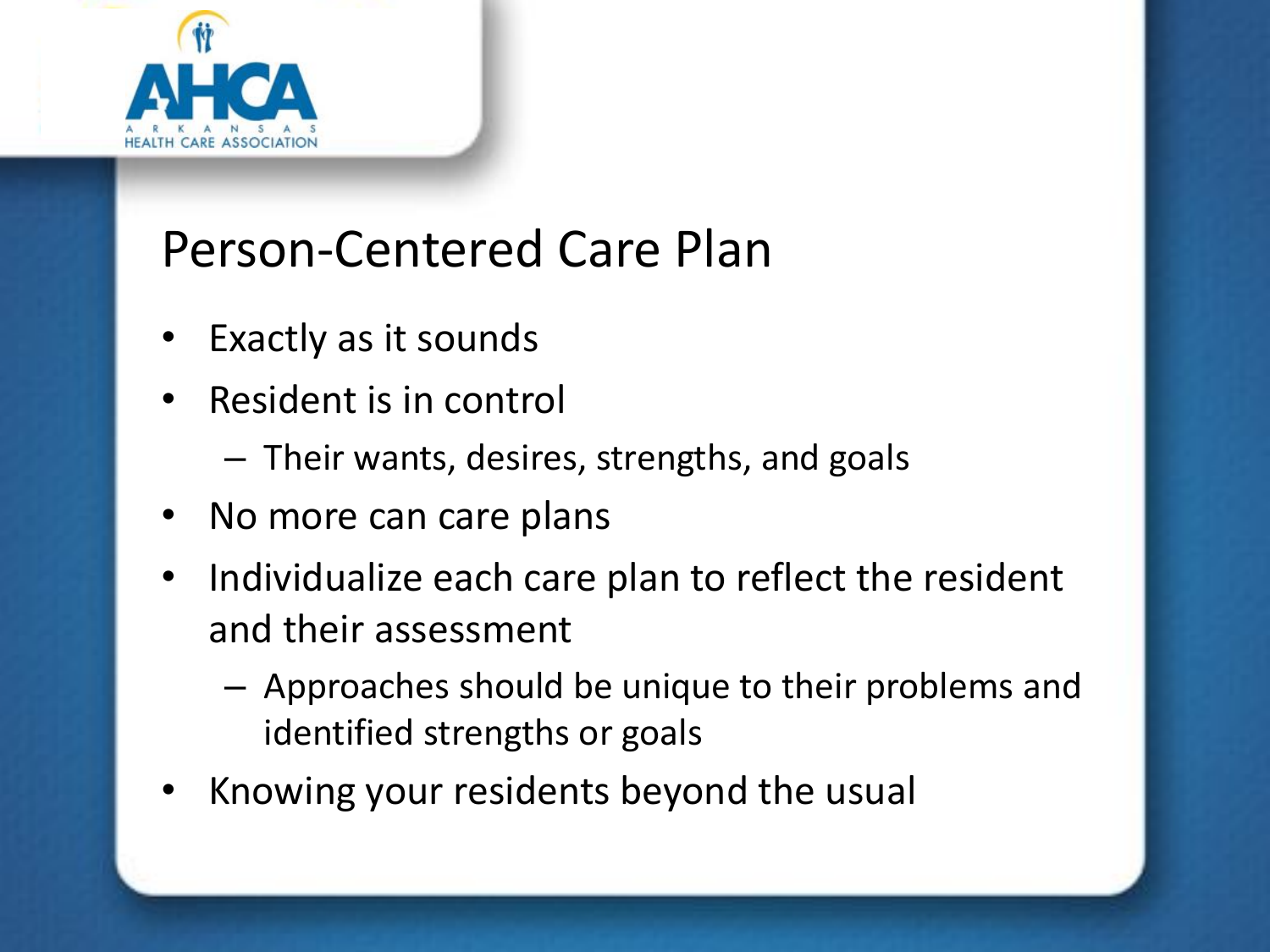# Person-Centered Care Plan

- Exactly as it sounds
- Resident is in control
  - Their wants, desires, strengths, and goals
- No more can care plans
- Individualize each care plan to reflect the resident and their assessment
  - Approaches should be unique to their problems and identified strengths or goals
- Knowing your residents beyond the usual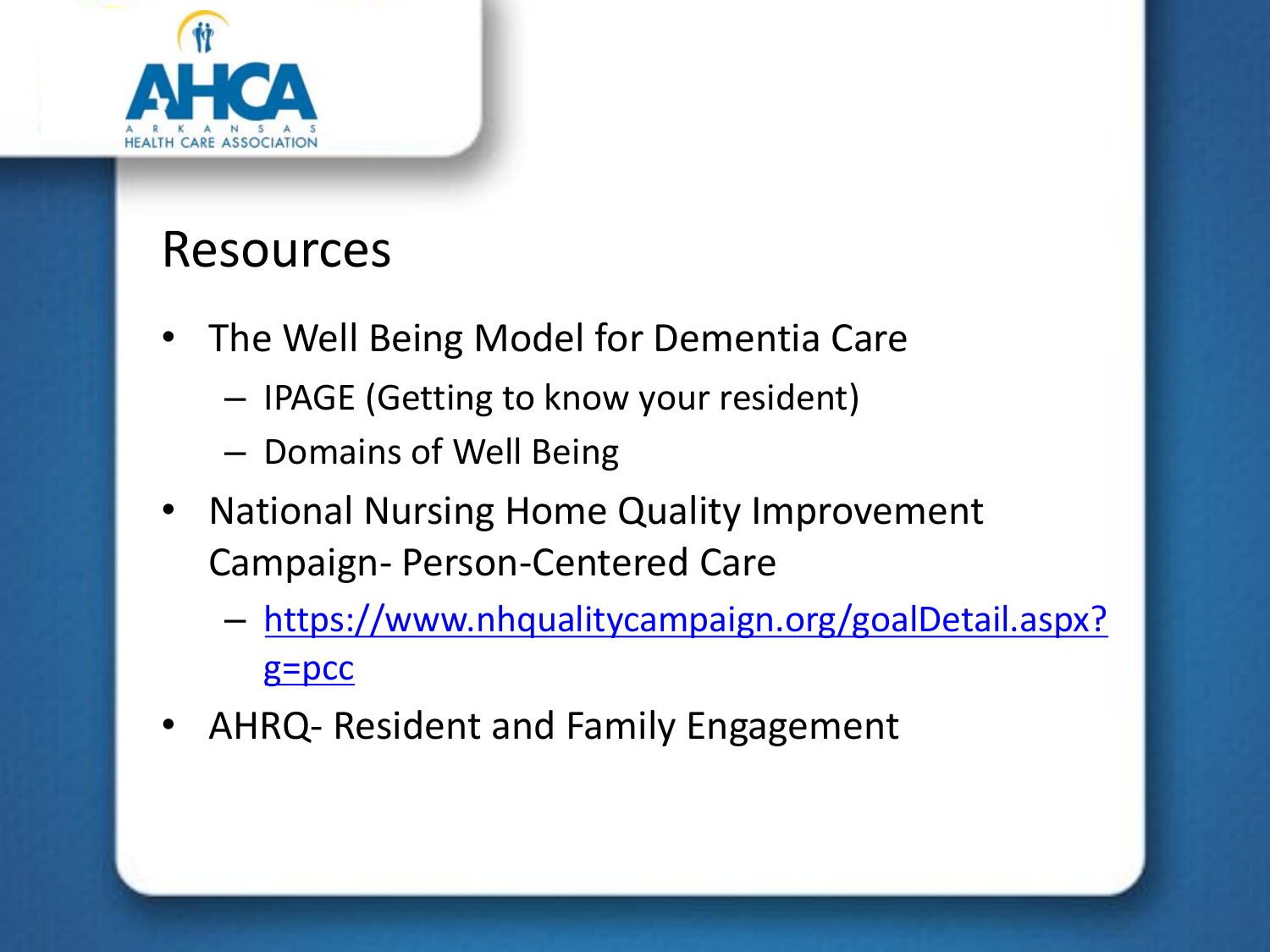## Resources

- The Well Being Model for Dementia Care
  - IPAGE (Getting to know your resident)
  - Domains of Well Being
- National Nursing Home Quality Improvement Campaign- Person-Centered Care
  - https://www.nhqualitycampaign.org/goalDetail.aspx?g=pcc
- AHRQ- Resident and Family Engagement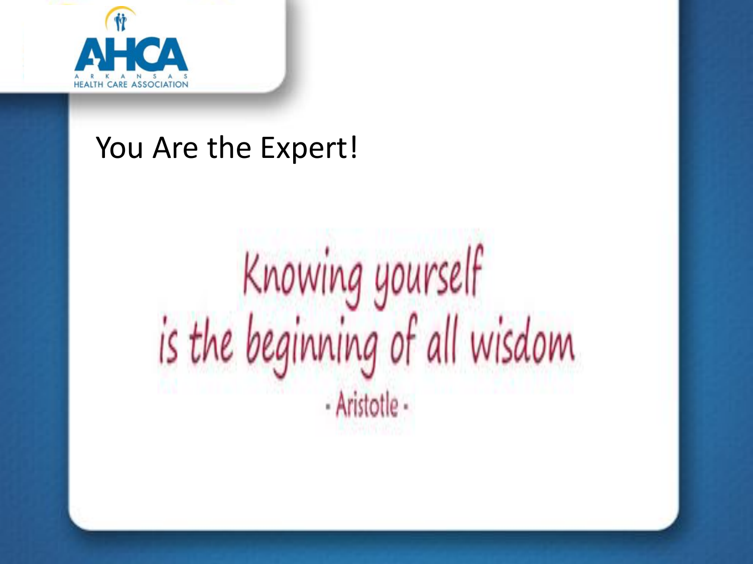# You Are the Expert!

Knowing yourself
is the beginning of all wisdom

- Aristotle -